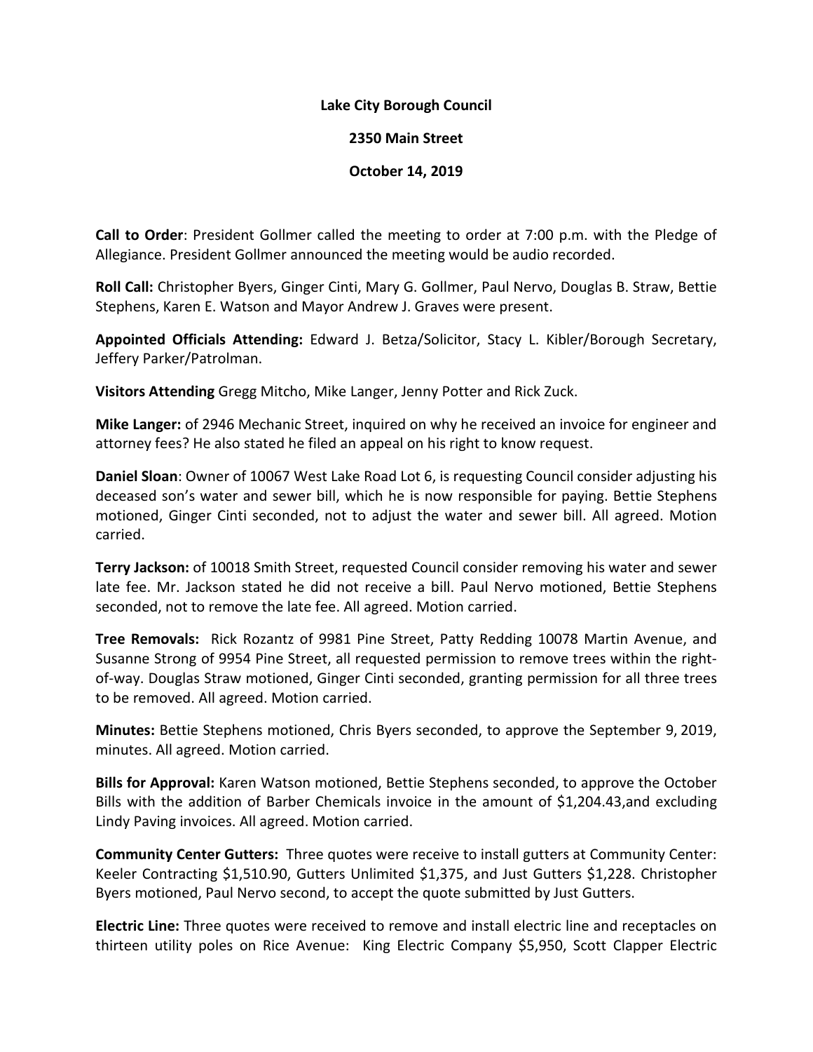**Lake City Borough Council**

**2350 Main Street**

**October 14, 2019**

**Call to Order**: President Gollmer called the meeting to order at 7:00 p.m. with the Pledge of Allegiance. President Gollmer announced the meeting would be audio recorded.

**Roll Call:** Christopher Byers, Ginger Cinti, Mary G. Gollmer, Paul Nervo, Douglas B. Straw, Bettie Stephens, Karen E. Watson and Mayor Andrew J. Graves were present.

**Appointed Officials Attending:** Edward J. Betza/Solicitor, Stacy L. Kibler/Borough Secretary, Jeffery Parker/Patrolman.

**Visitors Attending** Gregg Mitcho, Mike Langer, Jenny Potter and Rick Zuck.

**Mike Langer:** of 2946 Mechanic Street, inquired on why he received an invoice for engineer and attorney fees? He also stated he filed an appeal on his right to know request.

**Daniel Sloan**: Owner of 10067 West Lake Road Lot 6, is requesting Council consider adjusting his deceased son's water and sewer bill, which he is now responsible for paying. Bettie Stephens motioned, Ginger Cinti seconded, not to adjust the water and sewer bill. All agreed. Motion carried.

**Terry Jackson:** of 10018 Smith Street, requested Council consider removing his water and sewer late fee. Mr. Jackson stated he did not receive a bill. Paul Nervo motioned, Bettie Stephens seconded, not to remove the late fee. All agreed. Motion carried.

**Tree Removals:** Rick Rozantz of 9981 Pine Street, Patty Redding 10078 Martin Avenue, and Susanne Strong of 9954 Pine Street, all requested permission to remove trees within the right-of-way. Douglas Straw motioned, Ginger Cinti seconded, granting permission for all three trees to be removed. All agreed. Motion carried.

**Minutes:** Bettie Stephens motioned, Chris Byers seconded, to approve the September 9, 2019, minutes. All agreed. Motion carried.

**Bills for Approval:** Karen Watson motioned, Bettie Stephens seconded, to approve the October Bills with the addition of Barber Chemicals invoice in the amount of $1,204.43,and excluding Lindy Paving invoices. All agreed. Motion carried.

**Community Center Gutters:** Three quotes were receive to install gutters at Community Center: Keeler Contracting $1,510.90, Gutters Unlimited $1,375, and Just Gutters $1,228. Christopher Byers motioned, Paul Nervo second, to accept the quote submitted by Just Gutters.

**Electric Line:** Three quotes were received to remove and install electric line and receptacles on thirteen utility poles on Rice Avenue: King Electric Company $5,950, Scott Clapper Electric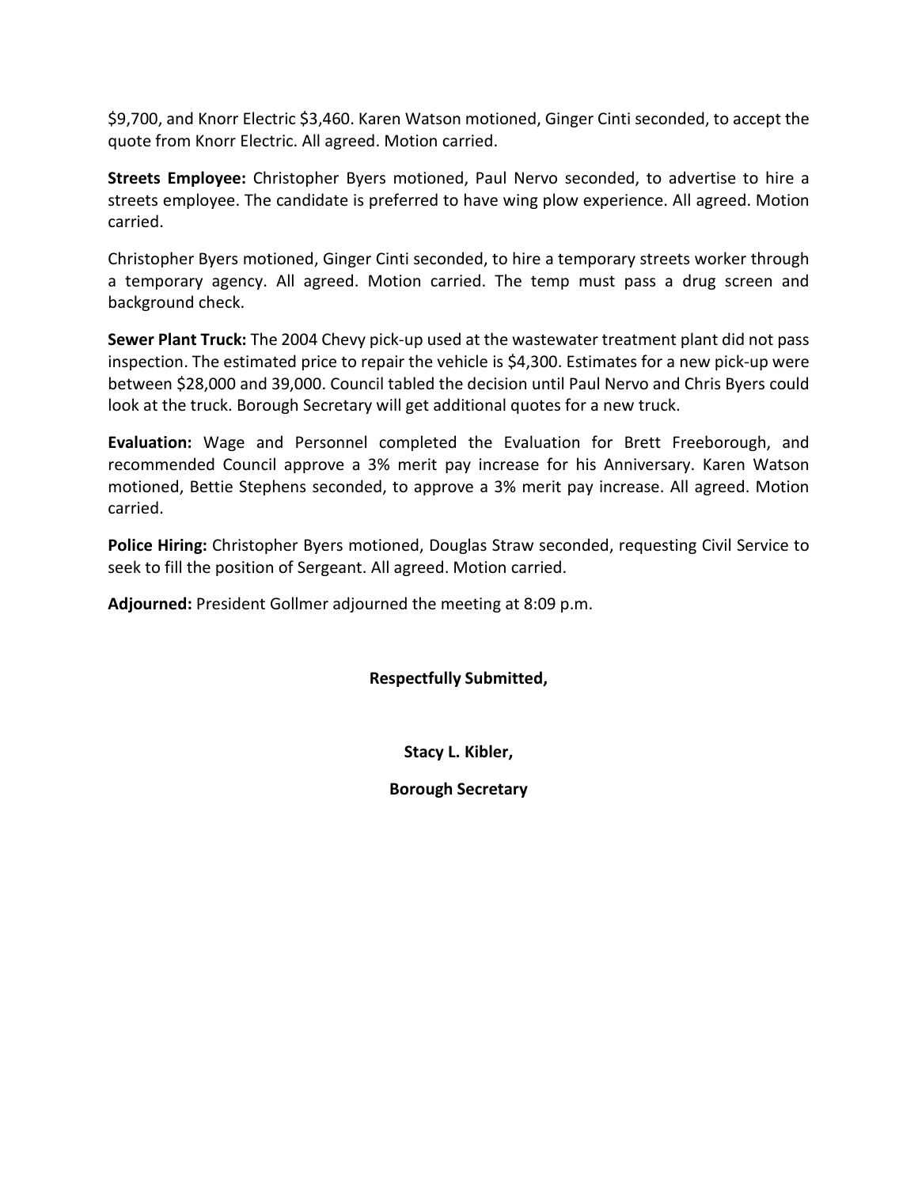$9,700, and Knorr Electric $3,460. Karen Watson motioned, Ginger Cinti seconded, to accept the quote from Knorr Electric. All agreed. Motion carried.

**Streets Employee:** Christopher Byers motioned, Paul Nervo seconded, to advertise to hire a streets employee. The candidate is preferred to have wing plow experience. All agreed. Motion carried.

Christopher Byers motioned, Ginger Cinti seconded, to hire a temporary streets worker through a temporary agency. All agreed. Motion carried. The temp must pass a drug screen and background check.

**Sewer Plant Truck:** The 2004 Chevy pick-up used at the wastewater treatment plant did not pass inspection. The estimated price to repair the vehicle is $4,300. Estimates for a new pick-up were between $28,000 and 39,000. Council tabled the decision until Paul Nervo and Chris Byers could look at the truck. Borough Secretary will get additional quotes for a new truck.

**Evaluation:** Wage and Personnel completed the Evaluation for Brett Freeborough, and recommended Council approve a 3% merit pay increase for his Anniversary. Karen Watson motioned, Bettie Stephens seconded, to approve a 3% merit pay increase. All agreed. Motion carried.

**Police Hiring:** Christopher Byers motioned, Douglas Straw seconded, requesting Civil Service to seek to fill the position of Sergeant. All agreed. Motion carried.

**Adjourned:** President Gollmer adjourned the meeting at 8:09 p.m.

**Respectfully Submitted,**

**Stacy L. Kibler,**

**Borough Secretary**